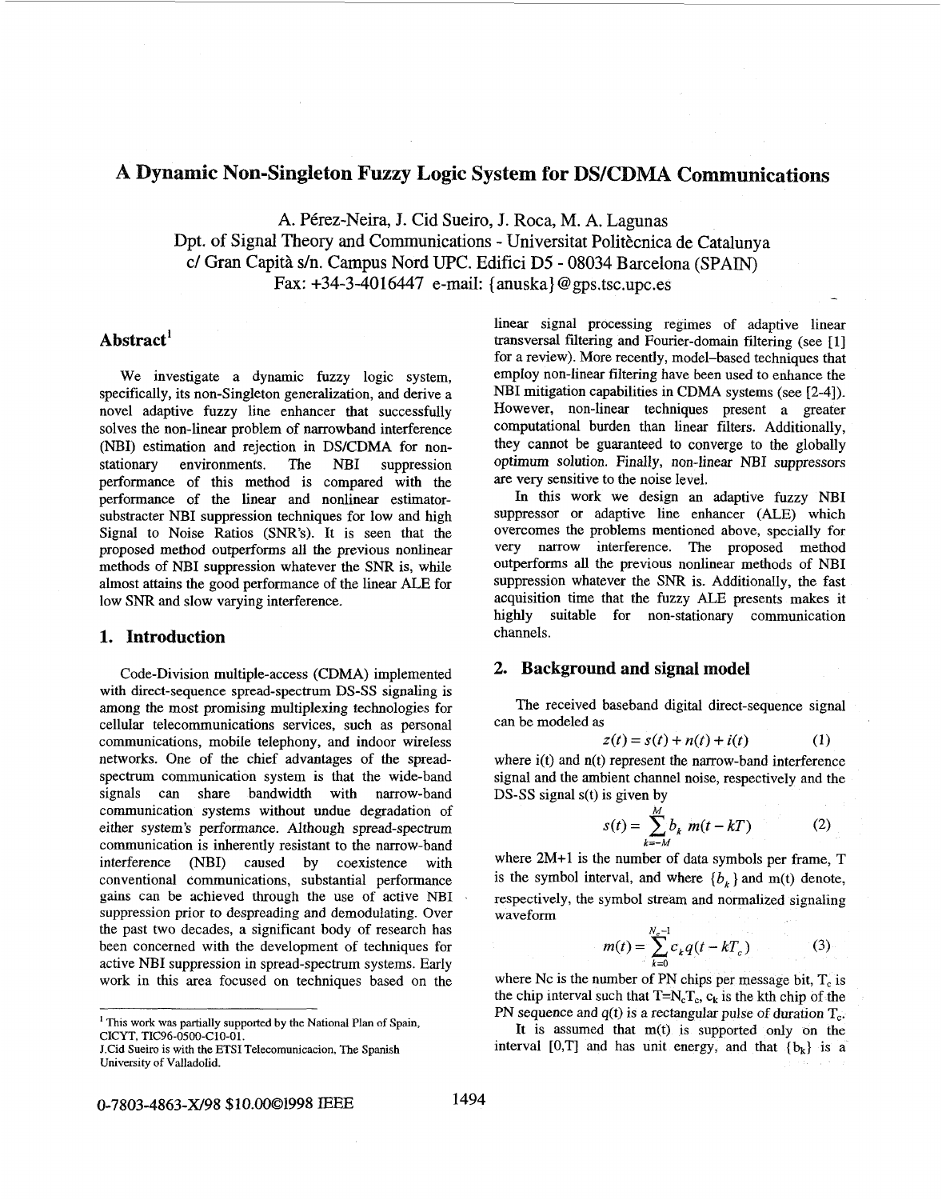# A Dynamic Non-Singleton Fuzzy Logic System for DS/CDMA Communications

A. Pérez-Neira, J. Cid Sueiro, J. Roca, M. A. Lagunas

Dpt. of Signal Theory and Communications - Universitat Politècnica de Catalunya

c/ Gran Capità s/n. Campus Nord UPC. Edifici D5 - 08034 Barcelona (SPAIN)

Fax: +34-3-4016447 e-mail: {anuska}@gps.tsc.upc.es

## Abstract[1]

We investigate a dynamic fuzzy logic system, specifically, its non-Singleton generalization, and derive a novel adaptive fuzzy line enhancer that successfully solves the non-linear problem of narrowband interference (NBI) estimation and rejection in DS/CDMA for non-stationary environments. The NBI suppression performance of this method is compared with the performance of the linear and nonlinear estimator-substracter NBI suppression techniques for low and high Signal to Noise Ratios (SNR's). It is seen that the proposed method outperforms all the previous nonlinear methods of NBI suppression whatever the SNR is, while almost attains the good performance of the linear ALE for low SNR and slow varying interference.

## 1. Introduction

Code-Division multiple-access (CDMA) implemented with direct-sequence spread-spectrum DS-SS signaling is among the most promising multiplexing technologies for cellular telecommunications services, such as personal communications, mobile telephony, and indoor wireless networks. One of the chief advantages of the spread-spectrum communication system is that the wide-band signals can share bandwidth with narrow-band communication systems without undue degradation of either system's performance. Although spread-spectrum communication is inherently resistant to the narrow-band interference (NBI) caused by coexistence with conventional communications, substantial performance gains can be achieved through the use of active NBI suppression prior to despreading and demodulating. Over the past two decades, a significant body of research has been concerned with the development of techniques for active NBI suppression in spread-spectrum systems. Early work in this area focused on techniques based on the linear signal processing regimes of adaptive linear transversal filtering and Fourier-domain filtering (see [1] for a review). More recently, model-based techniques that employ non-linear filtering have been used to enhance the NBI mitigation capabilities in CDMA systems (see [2-4]). However, non-linear techniques present a greater computational burden than linear filters. Additionally, they cannot be guaranteed to converge to the globally optimum solution. Finally, non-linear NBI suppressors are very sensitive to the noise level.

In this work we design an adaptive fuzzy NBI suppressor or adaptive line enhancer (ALE) which overcomes the problems mentioned above, specially for very narrow interference. The proposed method outperforms all the previous nonlinear methods of NBI suppression whatever the SNR is. Additionally, the fast acquisition time that the fuzzy ALE presents makes it highly suitable for non-stationary communication channels.

## 2. Background and signal model

The received baseband digital direct-sequence signal can be modeled as

$$z(t) = s(t) + n(t) + i(t) \qquad (1)$$

where i(t) and n(t) represent the narrow-band interference signal and the ambient channel noise, respectively and the DS-SS signal s(t) is given by

$$s(t) = \sum_{k=-M}^{M} b_k \; m(t - kT) \qquad (2)$$

where 2M+1 is the number of data symbols per frame, T is the symbol interval, and where $\{b_k\}$ and m(t) denote, respectively, the symbol stream and normalized signaling waveform

$$m(t) = \sum_{k=0}^{N_c-1} c_k q(t - kT_c) \qquad (3)$$

where Nc is the number of PN chips per message bit, $T_c$ is the chip interval such that $T=N_cT_c$, $c_k$ is the kth chip of the PN sequence and q(t) is a rectangular pulse of duration $T_c$.

It is assumed that m(t) is supported only on the interval [0,T] and has unit energy, and that $\{b_k\}$ is a

---

[1] This work was partially supported by the National Plan of Spain, CICYT, TIC96-0500-C10-01.

J.Cid Sueiro is with the ETSI Telecomunicacion, The Spanish University of Valladolid.

0-7803-4863-X/98 $10.00©1998 IEEE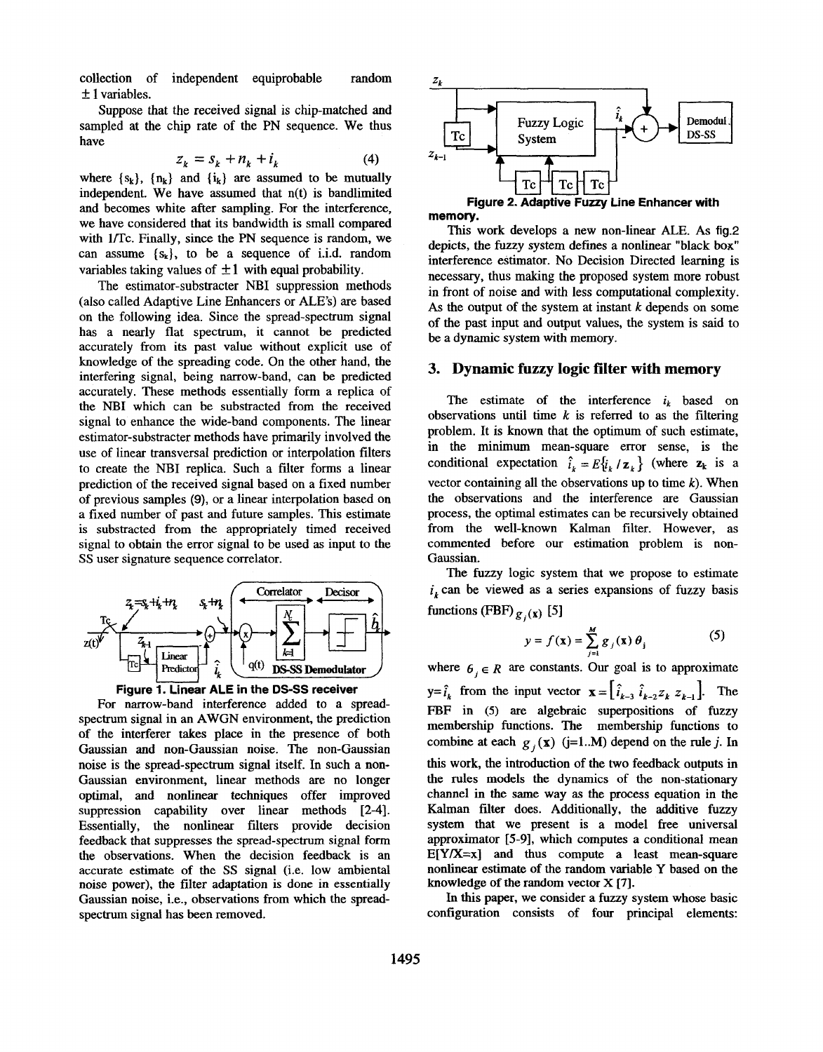collection of independent equiprobable random $\pm 1$ variables.

Suppose that the received signal is chip-matched and sampled at the chip rate of the PN sequence. We thus have

$$z_k = s_k + n_k + i_k \tag{4}$$

where $\{s_k\}$, $\{n_k\}$ and $\{i_k\}$ are assumed to be mutually independent. We have assumed that n(t) is bandlimited and becomes white after sampling. For the interference, we have considered that its bandwidth is small compared with 1/Tc. Finally, since the PN sequence is random, we can assume $\{s_k\}$, to be a sequence of i.i.d. random variables taking values of $\pm 1$ with equal probability.

The estimator-substracter NBI suppression methods (also called Adaptive Line Enhancers or ALE's) are based on the following idea. Since the spread-spectrum signal has a nearly flat spectrum, it cannot be predicted accurately from its past value without explicit use of knowledge of the spreading code. On the other hand, the interfering signal, being narrow-band, can be predicted accurately. These methods essentially form a replica of the NBI which can be substracted from the received signal to enhance the wide-band components. The linear estimator-substracter methods have primarily involved the use of linear transversal prediction or interpolation filters to create the NBI replica. Such a filter forms a linear prediction of the received signal based on a fixed number of previous samples (9), or a linear interpolation based on a fixed number of past and future samples. This estimate is substracted from the appropriately timed received signal to obtain the error signal to be used as input to the SS user signature sequence correlator.

**Figure 1. Linear ALE in the DS-SS receiver**

For narrow-band interference added to a spread-spectrum signal in an AWGN environment, the prediction of the interferer takes place in the presence of both Gaussian and non-Gaussian noise. The non-Gaussian noise is the spread-spectrum signal itself. In such a non-Gaussian environment, linear methods are no longer optimal, and nonlinear techniques offer improved suppression capability over linear methods [2-4]. Essentially, the nonlinear filters provide decision feedback that suppresses the spread-spectrum signal form the observations. When the decision feedback is an accurate estimate of the SS signal (i.e. low ambiental noise power), the filter adaptation is done in essentially Gaussian noise, i.e., observations from which the spread-spectrum signal has been removed.

**Figure 2. Adaptive Fuzzy Line Enhancer with memory.**

This work develops a new non-linear ALE. As fig.2 depicts, the fuzzy system defines a nonlinear "black box" interference estimator. No Decision Directed learning is necessary, thus making the proposed system more robust in front of noise and with less computational complexity. As the output of the system at instant $k$ depends on some of the past input and output values, the system is said to be a dynamic system with memory.

## 3. Dynamic fuzzy logic filter with memory

The estimate of the interference $i_k$ based on observations until time $k$ is referred to as the filtering problem. It is known that the optimum of such estimate, in the minimum mean-square error sense, is the conditional expectation $\hat{i}_k = E\{i_k / \mathbf{z}_k\}$ (where $\mathbf{z}_k$ is a vector containing all the observations up to time $k$). When the observations and the interference are Gaussian process, the optimal estimates can be recursively obtained from the well-known Kalman filter. However, as commented before our estimation problem is non-Gaussian.

The fuzzy logic system that we propose to estimate $i_k$ can be viewed as a series expansions of fuzzy basis functions (FBF) $g_j(\mathbf{x})$ [5]

$$y = f(\mathbf{x}) = \sum_{j=1}^{M} g_j(\mathbf{x})\,\theta_j \tag{5}$$

where $\theta_j \in R$ are constants. Our goal is to approximate $y=\hat{i}_k$ from the input vector $\mathbf{x} = \left[\hat{i}_{k-3}\ \hat{i}_{k-2} z_k\ z_{k-1}\right]$. The FBF in (5) are algebraic superpositions of fuzzy membership functions. The membership functions to combine at each $g_j(\mathbf{x})$ (j=1..M) depend on the rule $j$. In this work, the introduction of the two feedback outputs in the rules models the dynamics of the non-stationary channel in the same way as the process equation in the Kalman filter does. Additionally, the additive fuzzy system that we present is a model free universal approximator [5-9], which computes a conditional mean E[Y/X=x] and thus compute a least mean-square nonlinear estimate of the random variable Y based on the knowledge of the random vector X [7].

In this paper, we consider a fuzzy system whose basic configuration consists of four principal elements: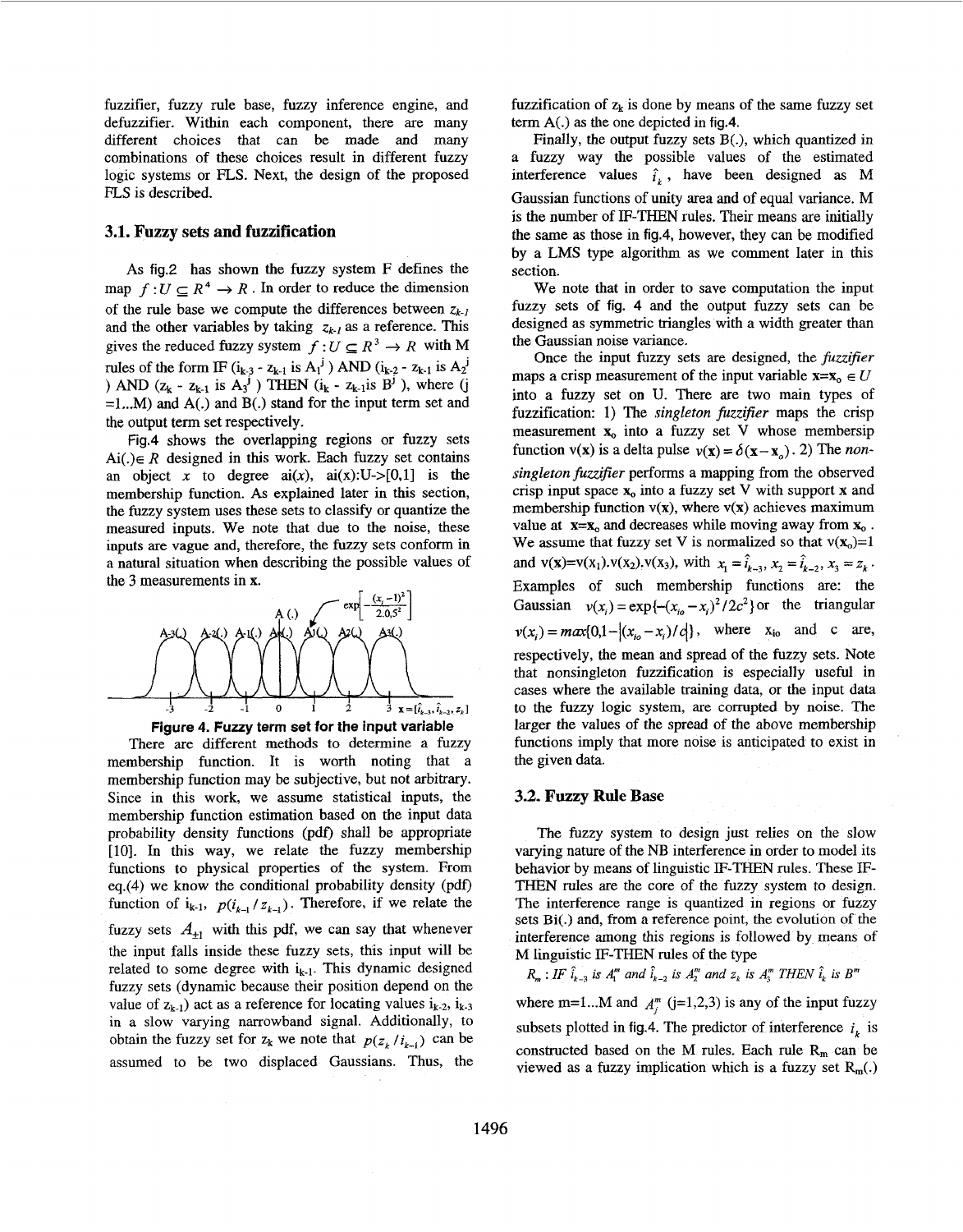fuzzifier, fuzzy rule base, fuzzy inference engine, and defuzzifier. Within each component, there are many different choices that can be made and many combinations of these choices result in different fuzzy logic systems or FLS. Next, the design of the proposed FLS is described.

## 3.1. Fuzzy sets and fuzzification

As fig.2 has shown the fuzzy system F defines the map $f : U \subseteq R^4 \rightarrow R$. In order to reduce the dimension of the rule base we compute the differences between $z_{k-1}$ and the other variables by taking $z_{k-1}$ as a reference. This gives the reduced fuzzy system $f : U \subseteq R^3 \rightarrow R$ with M rules of the form IF ($i_{k-3}$ - $z_{k-1}$ is $A_1^j$ ) AND ($i_{k-2}$ - $z_{k-1}$ is $A_2^j$ ) AND ($z_k$ - $z_{k-1}$ is $A_3^j$ ) THEN ($i_k$ - $z_{k-1}$is $B^j$ ), where (j =1...M) and A(.) and B(.) stand for the input term set and the output term set respectively.

Fig.4 shows the overlapping regions or fuzzy sets Ai(.)$\in R$ designed in this work. Each fuzzy set contains an object $x$ to degree ai(x), ai(x):U->[0,1] is the membership function. As explained later in this section, the fuzzy system uses these sets to classify or quantize the measured inputs. We note that due to the noise, these inputs are vague and, therefore, the fuzzy sets conform in a natural situation when describing the possible values of the 3 measurements in **x**.

**Figure 4. Fuzzy term set for the input variable**

There are different methods to determine a fuzzy membership function. It is worth noting that a membership function may be subjective, but not arbitrary. Since in this work, we assume statistical inputs, the membership function estimation based on the input data probability density functions (pdf) shall be appropriate [10]. In this way, we relate the fuzzy membership functions to physical properties of the system. From eq.(4) we know the conditional probability density (pdf) function of $i_{k-1}$, $p(i_{k-1}/z_{k-1})$. Therefore, if we relate the fuzzy sets $A_{\pm 1}$ with this pdf, we can say that whenever the input falls inside these fuzzy sets, this input will be related to some degree with $i_{k-1}$. This dynamic designed fuzzy sets (dynamic because their position depend on the value of $z_{k-1}$) act as a reference for locating values $i_{k-2}$, $i_{k-3}$ in a slow varying narrowband signal. Additionally, to obtain the fuzzy set for $z_k$ we note that $p(z_k/i_{k-1})$ can be assumed to be two displaced Gaussians. Thus, the fuzzification of $z_k$ is done by means of the same fuzzy set term A(.) as the one depicted in fig.4.

Finally, the output fuzzy sets B(.), which quantized in a fuzzy way the possible values of the estimated interference values $\hat{i}_k$, have been designed as M Gaussian functions of unity area and of equal variance. M is the number of IF-THEN rules. Their means are initially the same as those in fig.4, however, they can be modified by a LMS type algorithm as we comment later in this section.

We note that in order to save computation the input fuzzy sets of fig. 4 and the output fuzzy sets can be designed as symmetric triangles with a width greater than the Gaussian noise variance.

Once the input fuzzy sets are designed, the *fuzzifier* maps a crisp measurement of the input variable $\mathbf{x}=\mathbf{x}_o \in U$ into a fuzzy set on U. There are two main types of fuzzification: 1) The *singleton fuzzifier* maps the crisp measurement $\mathbf{x}_o$ into a fuzzy set V whose membersip function v(**x**) is a delta pulse $v(\mathbf{x}) = \delta(\mathbf{x}-\mathbf{x}_o)$. 2) The *non-singleton fuzzifier* performs a mapping from the observed crisp input space $\mathbf{x}_o$ into a fuzzy set V with support **x** and membership function v(**x**), where v(**x**) achieves maximum value at $\mathbf{x}=\mathbf{x}_o$ and decreases while moving away from $\mathbf{x}_o$. We assume that fuzzy set V is normalized so that $v(\mathbf{x}_o)=1$ and $v(\mathbf{x})=v(x_1).v(x_2).v(x_3)$, with $x_1 = \hat{i}_{k-3}, x_2 = \hat{i}_{k-2}, x_3 = z_k$. Examples of such membership functions are: the Gaussian $v(x_i) = \exp\{-(x_{io} - x_i)^2/2c^2\}$ or the triangular $v(x_i) = max\{0, 1-|(x_{io} - x_i)/c|\}$, where $x_{io}$ and c are, respectively, the mean and spread of the fuzzy sets. Note that nonsingleton fuzzification is especially useful in cases where the available training data, or the input data to the fuzzy logic system, are corrupted by noise. The larger the values of the spread of the above membership functions imply that more noise is anticipated to exist in the given data.

## 3.2. Fuzzy Rule Base

The fuzzy system to design just relies on the slow varying nature of the NB interference in order to model its behavior by means of linguistic IF-THEN rules. These IF-THEN rules are the core of the fuzzy system to design. The interference range is quantized in regions or fuzzy sets Bi(.) and, from a reference point, the evolution of the interference among this regions is followed by means of M linguistic IF-THEN rules of the type

$$R_m : IF\ \hat{i}_{k-3}\ is\ A_1^m\ and\ \hat{i}_{k-2}\ is\ A_2^m\ and\ z_k\ is\ A_3^m\ THEN\ \hat{i}_k\ is\ B^m$$

where m=1...M and $A_j^m$ (j=1,2,3) is any of the input fuzzy subsets plotted in fig.4. The predictor of interference $i_k$ is constructed based on the M rules. Each rule $R_m$ can be viewed as a fuzzy implication which is a fuzzy set $R_m$(.)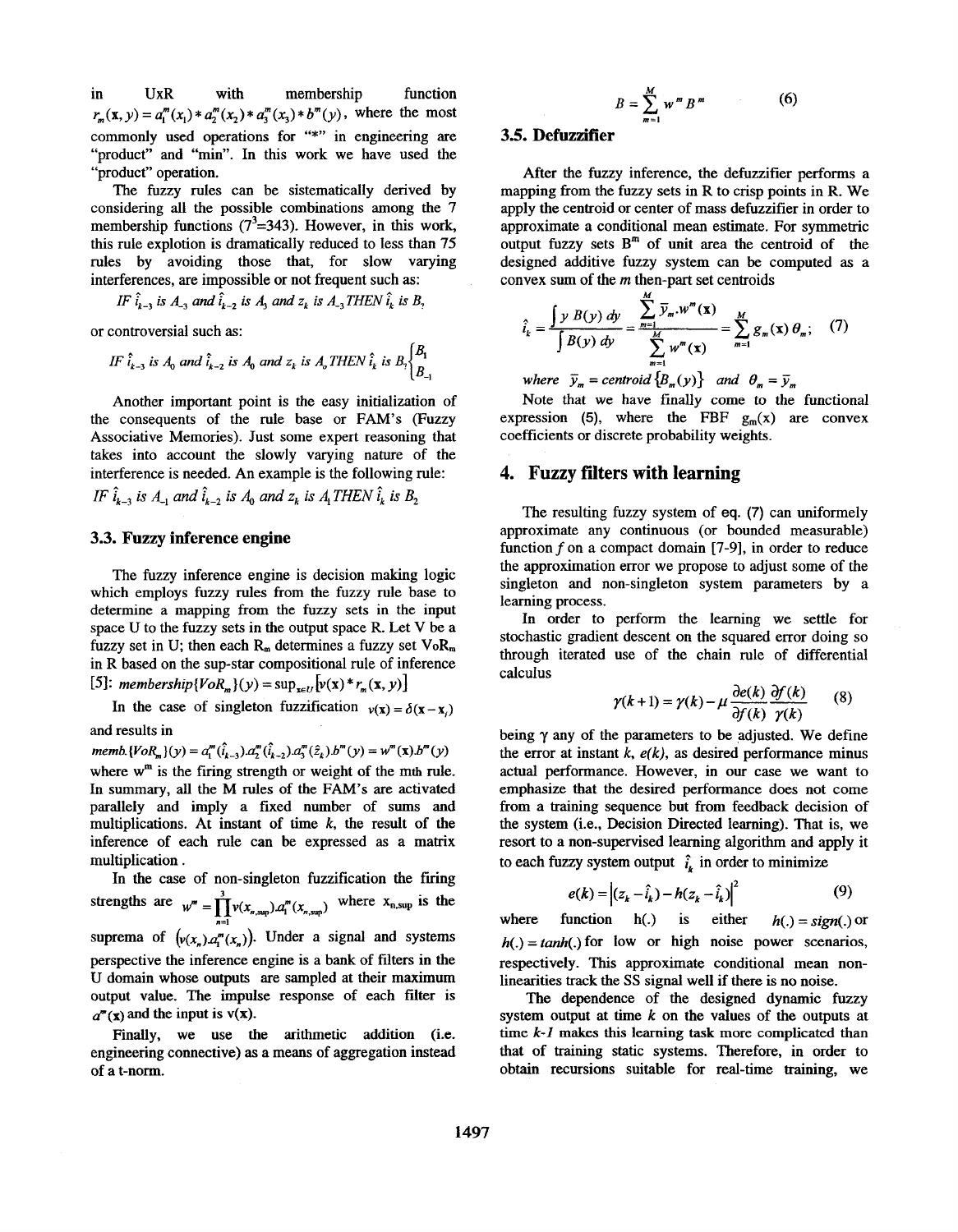in UxR with membership function $r_m(\mathbf{x}, y) = a_1^m(x_1) * a_2^m(x_2) * a_3^m(x_3) * b^m(y)$, where the most commonly used operations for "*" in engineering are "product" and "min". In this work we have used the "product" operation.

The fuzzy rules can be sistematically derived by considering all the possible combinations among the 7 membership functions ($7^3$=343). However, in this work, this rule explotion is dramatically reduced to less than 75 rules by avoiding those that, for slow varying interferences, are impossible or not frequent such as:

$$IF\ \hat{i}_{k-3}\ is\ A_{-3}\ and\ \hat{i}_{k-2}\ is\ A_3\ and\ z_k\ is\ A_{-3}\ THEN\ \hat{i}_k\ is\ B_1$$

or controversial such as:

$$IF\ \hat{i}_{k-3}\ is\ A_0\ and\ \hat{i}_{k-2}\ is\ A_0\ and\ z_k\ is\ A_0\ THEN\ \hat{i}_k\ is\ B_1 \begin{cases} B_1 \\ B_{-1} \end{cases}$$

Another important point is the easy initialization of the consequents of the rule base or FAM's (Fuzzy Associative Memories). Just some expert reasoning that takes into account the slowly varying nature of the interference is needed. An example is the following rule:

$$IF\ \hat{i}_{k-3}\ is\ A_{-1}\ and\ \hat{i}_{k-2}\ is\ A_0\ and\ z_k\ is\ A_1\ THEN\ \hat{i}_k\ is\ B_2$$

### 3.3. Fuzzy inference engine

The fuzzy inference engine is decision making logic which employs fuzzy rules from the fuzzy rule base to determine a mapping from the fuzzy sets in the input space U to the fuzzy sets in the output space R. Let V be a fuzzy set in U; then each $R_m$ determines a fuzzy set $VoR_m$ in R based on the sup-star compositional rule of inference [5]: $membership\{VoR_m\}(y) = \sup_{\mathbf{x} \in U}[v(\mathbf{x}) * r_m(\mathbf{x}, y)]$

In the case of singleton fuzzification $v(\mathbf{x}) = \delta(\mathbf{x} - \mathbf{x}_i)$ and results in

$memb.\{VoR_m\}(y) = a_1^m(\hat{i}_{k-3}).a_2^m(\hat{i}_{k-2}).a_3^m(\hat{z}_k).b^m(y) = w^m(\mathbf{x}).b^m(y)$

where $w^m$ is the firing strength or weight of the mth rule. In summary, all the M rules of the FAM's are activated parallely and imply a fixed number of sums and multiplications. At instant of time $k$, the result of the inference of each rule can be expressed as a matrix multiplication.

In the case of non-singleton fuzzification the firing strengths are $w^m = \prod_{n=1}^{3} v(x_{n,\sup}).a_1^m(x_{n,\sup})$ where $x_{n,\sup}$ is the suprema of $(v(x_n).a_1^m(x_n))$. Under a signal and systems perspective the inference engine is a bank of filters in the U domain whose outputs are sampled at their maximum output value. The impulse response of each filter is $a^m(\mathbf{x})$ and the input is $v(\mathbf{x})$.

Finally, we use the arithmetic addition (i.e. engineering connective) as a means of aggregation instead of a t-norm.

$$B = \sum_{m=1}^{M} w^m B^m \qquad (6)$$

### 3.5. Defuzzifier

After the fuzzy inference, the defuzzifier performs a mapping from the fuzzy sets in R to crisp points in R. We apply the centroid or center of mass defuzzifier in order to approximate a conditional mean estimate. For symmetric output fuzzy sets $B^m$ of unit area the centroid of the designed additive fuzzy system can be computed as a convex sum of the $m$ then-part set centroids

$$\hat{i}_k = \frac{\int y\, B(y)\, dy}{\int B(y)\, dy} = \frac{\sum_{m=1}^{M} \bar{y}_m . w^m(\mathbf{x})}{\sum_{m=1}^{M} w^m(\mathbf{x})} = \sum_{m=1}^{M} g_m(\mathbf{x})\, \theta_m; \qquad (7)$$

where $\bar{y}_m = centroid\{B_m(y)\}$ and $\theta_m = \bar{y}_m$

Note that we have finally come to the functional expression (5), where the FBF $g_m(x)$ are convex coefficients or discrete probability weights.

## 4. Fuzzy filters with learning

The resulting fuzzy system of eq. (7) can uniformely approximate any continuous (or bounded measurable) function $f$ on a compact domain [7-9], in order to reduce the approximation error we propose to adjust some of the singleton and non-singleton system parameters by a learning process.

In order to perform the learning we settle for stochastic gradient descent on the squared error doing so through iterated use of the chain rule of differential calculus

$$\gamma(k+1) = \gamma(k) - \mu \frac{\partial e(k)}{\partial f(k)} \frac{\partial f(k)}{\gamma(k)} \qquad (8)$$

being $\gamma$ any of the parameters to be adjusted. We define the error at instant $k$, $e(k)$, as desired performance minus actual performance. However, in our case we want to emphasize that the desired performance does not come from a training sequence but from feedback decision of the system (i.e., Decision Directed learning). That is, we resort to a non-supervised learning algorithm and apply it to each fuzzy system output $\hat{i}_k$ in order to minimize

$$e(k) = \left| (z_k - \hat{i}_k) - h(z_k - \hat{i}_k) \right|^2 \qquad (9)$$

where function h(.) is either $h(.) = sign(.)$ or $h(.) = tanh(.)$ for low or high noise power scenarios, respectively. This approximate conditional mean non-linearities track the SS signal well if there is no noise.

The dependence of the designed dynamic fuzzy system output at time $k$ on the values of the outputs at time $k$-1 makes this learning task more complicated than that of training static systems. Therefore, in order to obtain recursions suitable for real-time training, we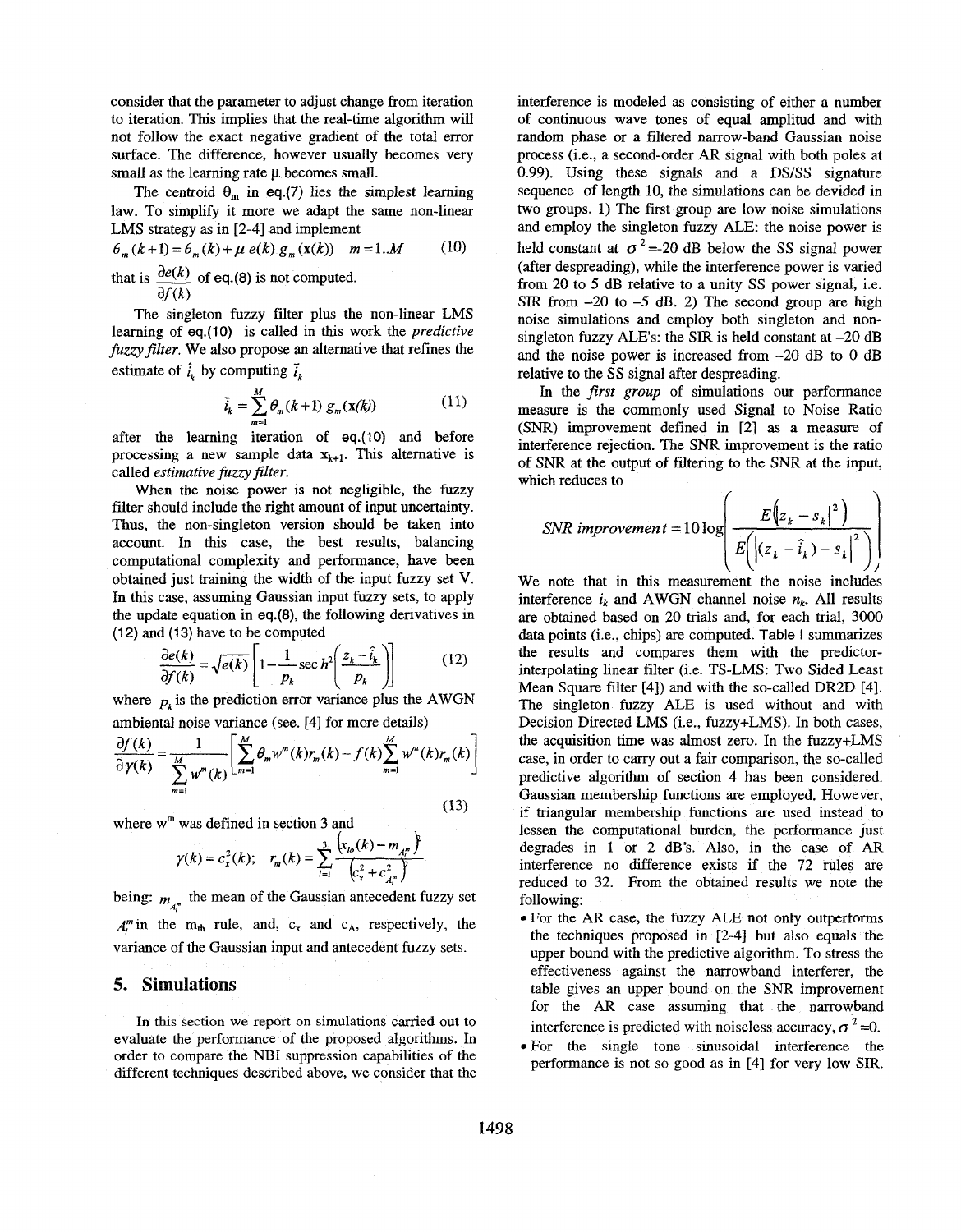consider that the parameter to adjust change from iteration to iteration. This implies that the real-time algorithm will not follow the exact negative gradient of the total error surface. The difference, however usually becomes very small as the learning rate μ becomes small.

The centroid $\theta_m$ in eq.(7) lies the simplest learning law. To simplify it more we adapt the same non-linear LMS strategy as in [2-4] and implement

$$\theta_m(k+1) = \theta_m(k) + \mu\, e(k)\, g_m(\mathbf{x}(k)) \quad m = 1..M \tag{10}$$

that is $\dfrac{\partial e(k)}{\partial f(k)}$ of eq.(8) is not computed.

The singleton fuzzy filter plus the non-linear LMS learning of eq.(10) is called in this work the *predictive fuzzy filter*. We also propose an alternative that refines the estimate of $\hat{i}_k$ by computing $\tilde{i}_k$

$$\tilde{i}_k = \sum_{m=1}^{M} \theta_m(k+1)\, g_m(\mathbf{x}(k)) \tag{11}$$

after the learning iteration of eq.(10) and before processing a new sample data $\mathbf{x}_{k+1}$. This alternative is called *estimative fuzzy filter*.

When the noise power is not negligible, the fuzzy filter should include the right amount of input uncertainty. Thus, the non-singleton version should be taken into account. In this case, the best results, balancing computational complexity and performance, have been obtained just training the width of the input fuzzy set V. In this case, assuming Gaussian input fuzzy sets, to apply the update equation in eq.(8), the following derivatives in (12) and (13) have to be computed

$$\frac{\partial e(k)}{\partial f(k)} = \sqrt{e(k)}\left[1 - \frac{1}{p_k}\sec h^2\left(\frac{z_k - \hat{i}_k}{p_k}\right)\right] \tag{12}$$

where $p_k$ is the prediction error variance plus the AWGN ambiental noise variance (see. [4] for more details)

$$\frac{\partial f(k)}{\partial \gamma(k)} = \frac{1}{\sum_{m=1}^{M} w^m(k)}\left[\sum_{m=1}^{M} \theta_m w^m(k) r_m(k) - f(k)\sum_{m=1}^{M} w^m(k) r_m(k)\right] \tag{13}$$

where $w^m$ was defined in section 3 and

$$\gamma(k) = c_x^2(k); \quad r_m(k) = \sum_{l=1}^{3} \frac{\left(x_{lo}(k) - m_{A_l^m}\right)^2}{\left(c_x^2 + c_{A_l^m}^2\right)^2}$$

being: $m_{A_l^m}$ the mean of the Gaussian antecedent fuzzy set $A_l^m$ in the $m_{th}$ rule, and, $c_x$ and $c_A$, respectively, the variance of the Gaussian input and antecedent fuzzy sets.

## 5. Simulations

In this section we report on simulations carried out to evaluate the performance of the proposed algorithms. In order to compare the NBI suppression capabilities of the different techniques described above, we consider that the interference is modeled as consisting of either a number of continuous wave tones of equal amplitud and with random phase or a filtered narrow-band Gaussian noise process (i.e., a second-order AR signal with both poles at 0.99). Using these signals and a DS/SS signature sequence of length 10, the simulations can be devided in two groups. 1) The first group are low noise simulations and employ the singleton fuzzy ALE: the noise power is held constant at $\sigma^2$=-20 dB below the SS signal power (after despreading), while the interference power is varied from 20 to 5 dB relative to a unity SS power signal, i.e. SIR from -20 to -5 dB. 2) The second group are high noise simulations and employ both singleton and non-singleton fuzzy ALE's: the SIR is held constant at -20 dB and the noise power is increased from -20 dB to 0 dB relative to the SS signal after despreading.

In the *first group* of simulations our performance measure is the commonly used Signal to Noise Ratio (SNR) improvement defined in [2] as a measure of interference rejection. The SNR improvement is the ratio of SNR at the output of filtering to the SNR at the input, which reduces to

$$SNR\ improvement = 10\log\left(\frac{E\left(|z_k - s_k|^2\right)}{E\left(\left|(z_k - \hat{i}_k) - s_k\right|^2\right)}\right)$$

We note that in this measurement the noise includes interference $i_k$ and AWGN channel noise $n_k$. All results are obtained based on 20 trials and, for each trial, 3000 data points (i.e., chips) are computed. Table I summarizes the results and compares them with the predictor-interpolating linear filter (i.e. TS-LMS: Two Sided Least Mean Square filter [4]) and with the so-called DR2D [4]. The singleton fuzzy ALE is used without and with Decision Directed LMS (i.e., fuzzy+LMS). In both cases, the acquisition time was almost zero. In the fuzzy+LMS case, in order to carry out a fair comparison, the so-called predictive algorithm of section 4 has been considered. Gaussian membership functions are employed. However, if triangular membership functions are used instead to lessen the computational burden, the performance just degrades in 1 or 2 dB's. Also, in the case of AR interference no difference exists if the 72 rules are reduced to 32. From the obtained results we note the following:

- For the AR case, the fuzzy ALE not only outperforms the techniques proposed in [2-4] but also equals the upper bound with the predictive algorithm. To stress the effectiveness against the narrowband interferer, the table gives an upper bound on the SNR improvement for the AR case assuming that the narrowband interference is predicted with noiseless accuracy, $\sigma^2$=0.
- For the single tone sinusoidal interference the performance is not so good as in [4] for very low SIR.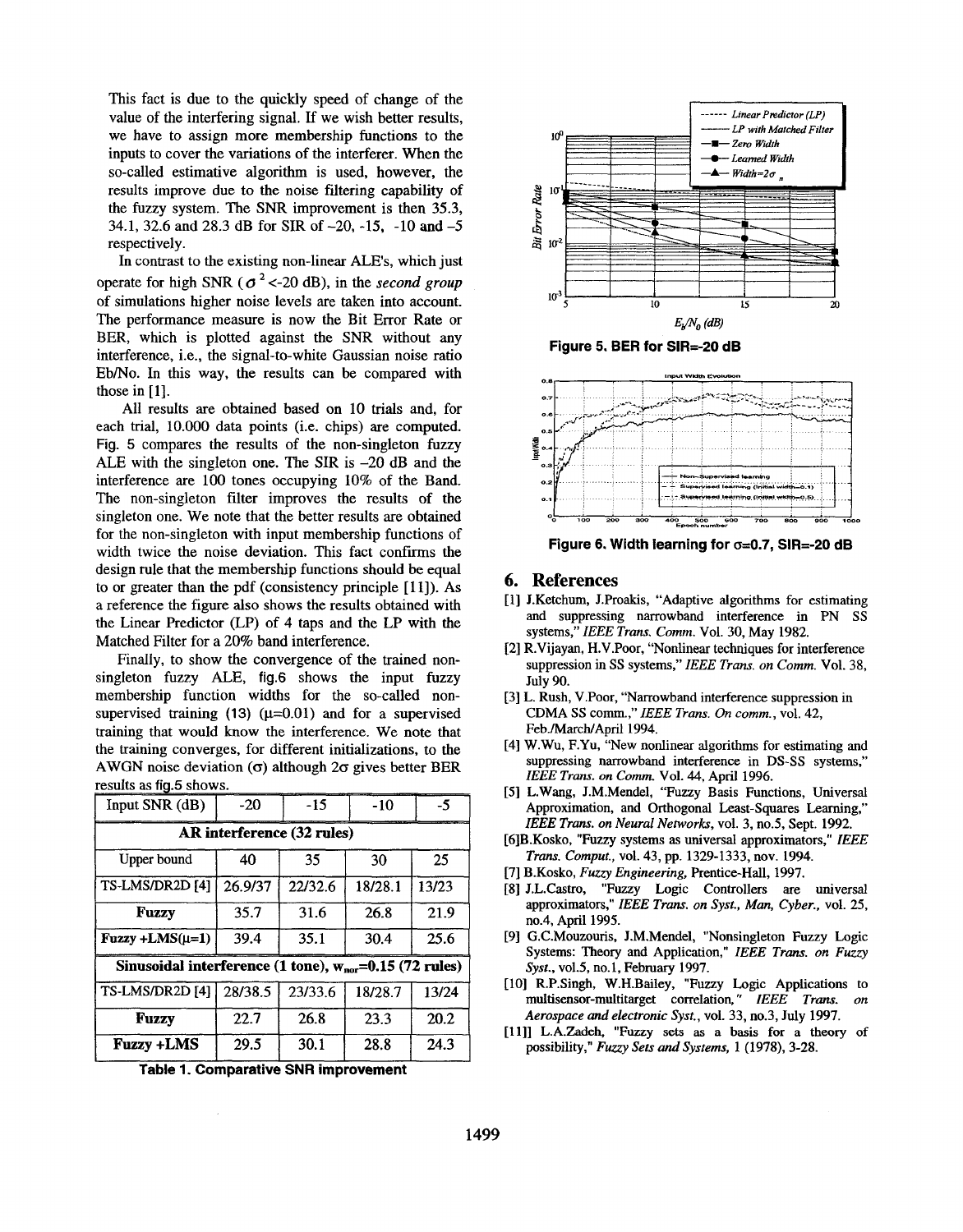This fact is due to the quickly speed of change of the value of the interfering signal. If we wish better results, we have to assign more membership functions to the inputs to cover the variations of the interferer. When the so-called estimative algorithm is used, however, the results improve due to the noise filtering capability of the fuzzy system. The SNR improvement is then 35.3, 34.1, 32.6 and 28.3 dB for SIR of -20, -15, -10 and -5 respectively.

In contrast to the existing non-linear ALE's, which just operate for high SNR ($\sigma^2$ <-20 dB), in the *second group* of simulations higher noise levels are taken into account. The performance measure is now the Bit Error Rate or BER, which is plotted against the SNR without any interference, i.e., the signal-to-white Gaussian noise ratio Eb/No. In this way, the results can be compared with those in [1].

All results are obtained based on 10 trials and, for each trial, 10.000 data points (i.e. chips) are computed. Fig. 5 compares the results of the non-singleton fuzzy ALE with the singleton one. The SIR is -20 dB and the interference are 100 tones occupying 10% of the Band. The non-singleton filter improves the results of the singleton one. We note that the better results are obtained for the non-singleton with input membership functions of width twice the noise deviation. This fact confirms the design rule that the membership functions should be equal to or greater than the pdf (consistency principle [11]). As a reference the figure also shows the results obtained with the Linear Predictor (LP) of 4 taps and the LP with the Matched Filter for a 20% band interference.

Finally, to show the convergence of the trained non-singleton fuzzy ALE, fig.6 shows the input fuzzy membership function widths for the so-called non-supervised training (13) ($\mu$=0.01) and for a supervised training that would know the interference. We note that the training converges, for different initializations, to the AWGN noise deviation ($\sigma$) although $2\sigma$ gives better BER results as fig.5 shows.

| Input SNR (dB) | -20 | -15 | -10 | -5 |
|---|---|---|---|---|
| **AR interference (32 rules)** | | | | |
| Upper bound | 40 | 35 | 30 | 25 |
| TS-LMS/DR2D [4] | 26.9/37 | 22/32.6 | 18/28.1 | 13/23 |
| **Fuzzy** | 35.7 | 31.6 | 26.8 | 21.9 |
| **Fuzzy +LMS($\mu$=1)** | 39.4 | 35.1 | 30.4 | 25.6 |
| **Sinusoidal interference (1 tone), $w_{nor}$=0.15 (72 rules)** | | | | |
| TS-LMS/DR2D [4] | 28/38.5 | 23/33.6 | 18/28.7 | 13/24 |
| **Fuzzy** | 22.7 | 26.8 | 23.3 | 20.2 |
| **Fuzzy +LMS** | 29.5 | 30.1 | 28.8 | 24.3 |

**Table 1. Comparative SNR improvement**

Linear Predictor (LP)
LP with Matched Filter
Zero Width
Learned Width
Width=$2\sigma_n$
Bit Error Rate
$10^0$
$10^{-1}$
$10^{-2}$
$10^{-3}$
5 10 15 20
$E_b/N_0$ (dB)

**Figure 5. BER for SIR=-20 dB**

Input Width Evolution
Input Width
0 0.1 0.2 0.3 0.4 0.5 0.6 0.7 0.8
0 100 200 300 400 500 600 700 800 900 1000
Epoch number
Non-Supervised learning
Supervised learning (initial width=0.1)
Supervised learning (initial width=0.5)

**Figure 6. Width learning for $\sigma$=0.7, SIR=-20 dB**

# 6. References

[1] J.Ketchum, J.Proakis, "Adaptive algorithms for estimating and suppressing narrowband interference in PN SS systems," *IEEE Trans. Comm.* Vol. 30, May 1982.

[2] R.Vijayan, H.V.Poor, "Nonlinear techniques for interference suppression in SS systems," *IEEE Trans. on Comm.* Vol. 38, July 90.

[3] L. Rush, V.Poor, "Narrowband interference suppression in CDMA SS comm.," *IEEE Trans. On comm.*, vol. 42, Feb./March/April 1994.

[4] W.Wu, F.Yu, "New nonlinear algorithms for estimating and suppressing narrowband interference in DS-SS systems," *IEEE Trans. on Comm.* Vol. 44, April 1996.

[5] L.Wang, J.M.Mendel, "Fuzzy Basis Functions, Universal Approximation, and Orthogonal Least-Squares Learning," *IEEE Trans. on Neural Networks*, vol. 3, no.5, Sept. 1992.

[6]B.Kosko, "Fuzzy systems as universal approximators," *IEEE Trans. Comput.*, vol. 43, pp. 1329-1333, nov. 1994.

[7] B.Kosko, *Fuzzy Engineering*, Prentice-Hall, 1997.

[8] J.L.Castro, "Fuzzy Logic Controllers are universal approximators," *IEEE Trans. on Syst., Man, Cyber.*, vol. 25, no.4, April 1995.

[9] G.C.Mouzouris, J.M.Mendel, "Nonsingleton Fuzzy Logic Systems: Theory and Application," *IEEE Trans. on Fuzzy Syst.*, vol.5, no.1, February 1997.

[10] R.P.Singh, W.H.Bailey, "Fuzzy Logic Applications to multisensor-multitarget correlation," *IEEE Trans. on Aerospace and electronic Syst.*, vol. 33, no.3, July 1997.

[11]] L.A.Zadeh, "Fuzzy sets as a basis for a theory of possibility," *Fuzzy Sets and Systems*, 1 (1978), 3-28.